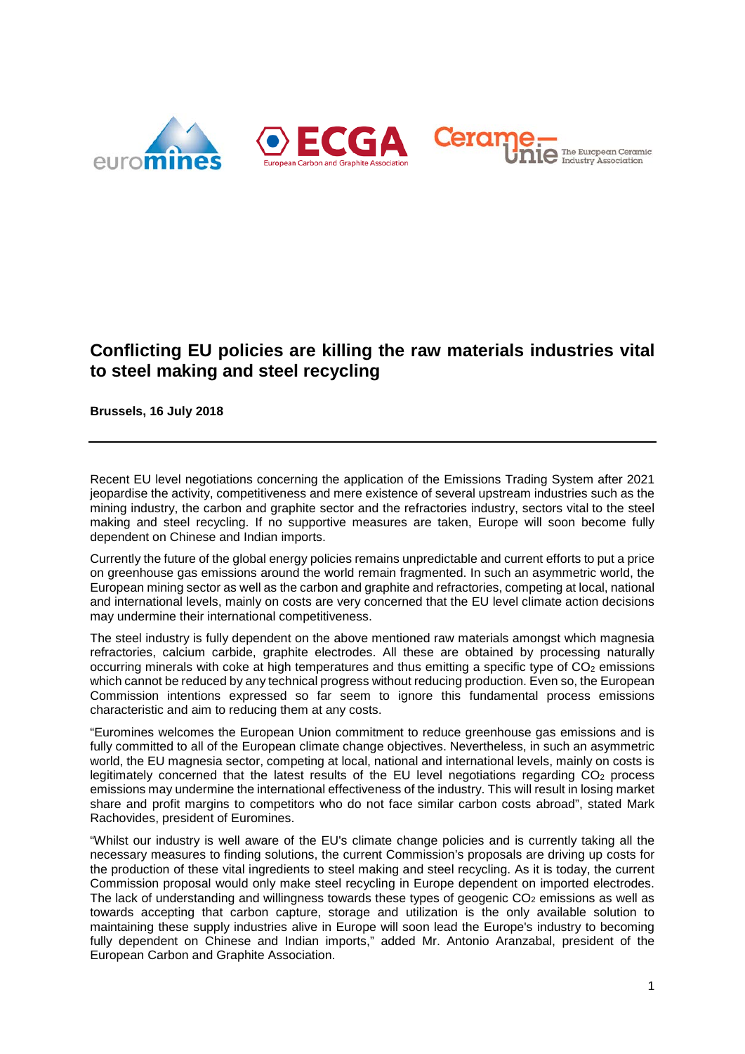# Conflicting EU policies are killing the raw materials industries vital to steel making and steel recycling

**Brussels, 16 July 2018**

---

Recent EU level negotiations concerning the application of the Emissions Trading System after 2021 jeopardise the activity, competitiveness and mere existence of several upstream industries such as the mining industry, the carbon and graphite sector and the refractories industry, sectors vital to the steel making and steel recycling. If no supportive measures are taken, Europe will soon become fully dependent on Chinese and Indian imports.

Currently the future of the global energy policies remains unpredictable and current efforts to put a price on greenhouse gas emissions around the world remain fragmented. In such an asymmetric world, the European mining sector as well as the carbon and graphite and refractories, competing at local, national and international levels, mainly on costs are very concerned that the EU level climate action decisions may undermine their international competitiveness.

The steel industry is fully dependent on the above mentioned raw materials amongst which magnesia refractories, calcium carbide, graphite electrodes. All these are obtained by processing naturally occurring minerals with coke at high temperatures and thus emitting a specific type of $CO_2$ emissions which cannot be reduced by any technical progress without reducing production. Even so, the European Commission intentions expressed so far seem to ignore this fundamental process emissions characteristic and aim to reducing them at any costs.

"Euromines welcomes the European Union commitment to reduce greenhouse gas emissions and is fully committed to all of the European climate change objectives. Nevertheless, in such an asymmetric world, the EU magnesia sector, competing at local, national and international levels, mainly on costs is legitimately concerned that the latest results of the EU level negotiations regarding $CO_2$ process emissions may undermine the international effectiveness of the industry. This will result in losing market share and profit margins to competitors who do not face similar carbon costs abroad", stated Mark Rachovides, president of Euromines.

"Whilst our industry is well aware of the EU's climate change policies and is currently taking all the necessary measures to finding solutions, the current Commission's proposals are driving up costs for the production of these vital ingredients to steel making and steel recycling. As it is today, the current Commission proposal would only make steel recycling in Europe dependent on imported electrodes. The lack of understanding and willingness towards these types of geogenic $CO_2$ emissions as well as towards accepting that carbon capture, storage and utilization is the only available solution to maintaining these supply industries alive in Europe will soon lead the Europe's industry to becoming fully dependent on Chinese and Indian imports," added Mr. Antonio Aranzabal, president of the European Carbon and Graphite Association.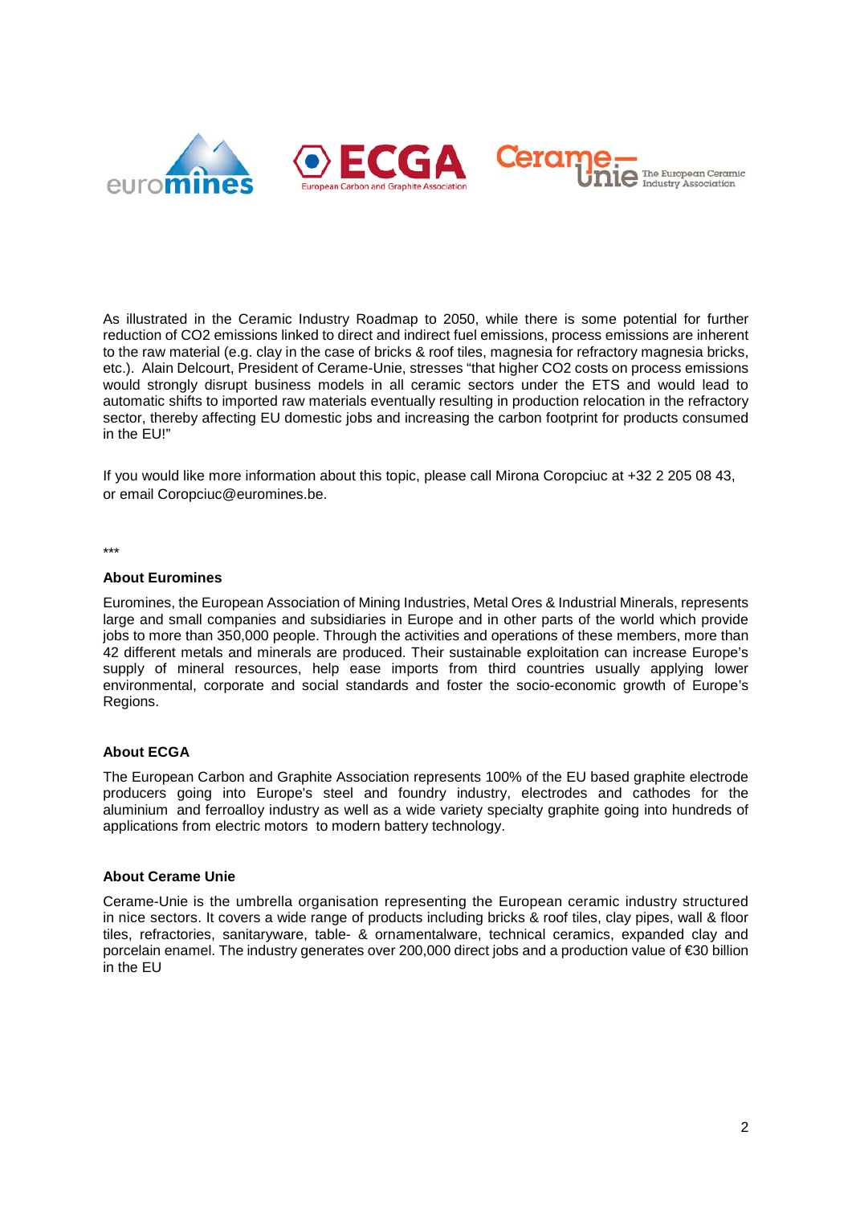As illustrated in the Ceramic Industry Roadmap to 2050, while there is some potential for further reduction of $CO_2$ emissions linked to direct and indirect fuel emissions, process emissions are inherent to the raw material (e.g. clay in the case of bricks & roof tiles, magnesia for refractory magnesia bricks, etc.). Alain Delcourt, President of Cerame-Unie, stresses "that higher $CO_2$ costs on process emissions would strongly disrupt business models in all ceramic sectors under the ETS and would lead to automatic shifts to imported raw materials eventually resulting in production relocation in the refractory sector, thereby affecting EU domestic jobs and increasing the carbon footprint for products consumed in the EU!"

If you would like more information about this topic, please call Mirona Coropciuc at +32 2 205 08 43, or email Coropciuc@euromines.be.

***

**About Euromines**

Euromines, the European Association of Mining Industries, Metal Ores & Industrial Minerals, represents large and small companies and subsidiaries in Europe and in other parts of the world which provide jobs to more than 350,000 people. Through the activities and operations of these members, more than 42 different metals and minerals are produced. Their sustainable exploitation can increase Europe's supply of mineral resources, help ease imports from third countries usually applying lower environmental, corporate and social standards and foster the socio-economic growth of Europe's Regions.

**About ECGA**

The European Carbon and Graphite Association represents 100% of the EU based graphite electrode producers going into Europe's steel and foundry industry, electrodes and cathodes for the aluminium and ferroalloy industry as well as a wide variety specialty graphite going into hundreds of applications from electric motors to modern battery technology.

**About Cerame Unie**

Cerame-Unie is the umbrella organisation representing the European ceramic industry structured in nice sectors. It covers a wide range of products including bricks & roof tiles, clay pipes, wall & floor tiles, refractories, sanitaryware, table- & ornamentalware, technical ceramics, expanded clay and porcelain enamel. The industry generates over 200,000 direct jobs and a production value of €30 billion in the EU